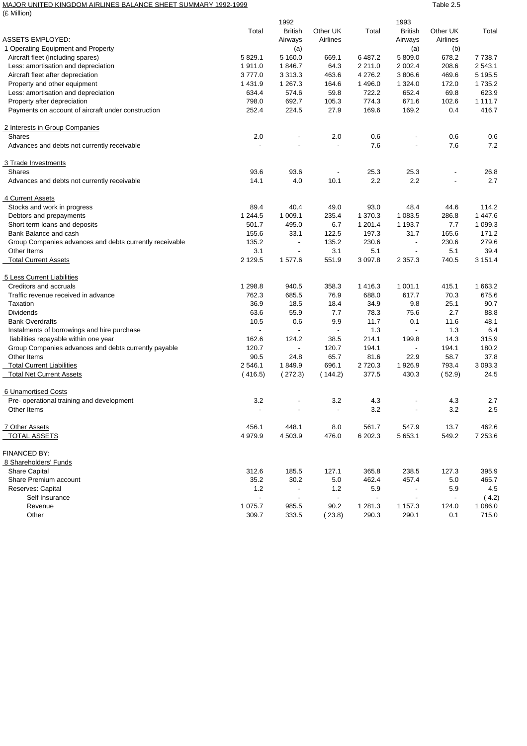MAJOR UNITED KINGDOM AIRLINES BALANCE SHEET SUMMARY 1992-1999

Table 2.5

(£ Million)

| | | 1992 | | | 1993 | | |
|---|---|---|---|---|---|---|---|
| ASSETS EMPLOYED: | Total | British Airways (a) | Other UK Airlines | Total | British Airways (a) | Other UK Airlines (b) | Total |
| **1 Operating Equipment and Property** | | | | | | | |
| Aircraft fleet (including spares) | 5 829.1 | 5 160.0 | 669.1 | 6 487.2 | 5 809.0 | 678.2 | 7 738.7 |
| Less: amortisation and depreciation | 1 911.0 | 1 846.7 | 64.3 | 2 211.0 | 2 002.4 | 208.6 | 2 543.1 |
| Aircraft fleet after depreciation | 3 777.0 | 3 313.3 | 463.6 | 4 276.2 | 3 806.6 | 469.6 | 5 195.5 |
| Property and other equipment | 1 431.9 | 1 267.3 | 164.6 | 1 496.0 | 1 324.0 | 172.0 | 1 735.2 |
| Less: amortisation and depreciation | 634.4 | 574.6 | 59.8 | 722.2 | 652.4 | 69.8 | 623.9 |
| Property after depreciation | 798.0 | 692.7 | 105.3 | 774.3 | 671.6 | 102.6 | 1 111.7 |
| Payments on account of aircraft under construction | 252.4 | 224.5 | 27.9 | 169.6 | 169.2 | 0.4 | 416.7 |
| **2 Interests in Group Companies** | | | | | | | |
| Shares | 2.0 | - | 2.0 | 0.6 | - | 0.6 | 0.6 |
| Advances and debts not currently receivable | - | - | - | 7.6 | - | 7.6 | 7.2 |
| **3 Trade Investments** | | | | | | | |
| Shares | 93.6 | 93.6 | - | 25.3 | 25.3 | - | 26.8 |
| Advances and debts not currently receivable | 14.1 | 4.0 | 10.1 | 2.2 | 2.2 | - | 2.7 |
| **4 Current Assets** | | | | | | | |
| Stocks and work in progress | 89.4 | 40.4 | 49.0 | 93.0 | 48.4 | 44.6 | 114.2 |
| Debtors and prepayments | 1 244.5 | 1 009.1 | 235.4 | 1 370.3 | 1 083.5 | 286.8 | 1 447.6 |
| Short term loans and deposits | 501.7 | 495.0 | 6.7 | 1 201.4 | 1 193.7 | 7.7 | 1 099.3 |
| Bank Balance and cash | 155.6 | 33.1 | 122.5 | 197.3 | 31.7 | 165.6 | 171.2 |
| Group Companies advances and debts currently receivable | 135.2 | - | 135.2 | 230.6 | - | 230.6 | 279.6 |
| Other Items | 3.1 | - | 3.1 | 5.1 | - | 5.1 | 39.4 |
| Total Current Assets | 2 129.5 | 1 577.6 | 551.9 | 3 097.8 | 2 357.3 | 740.5 | 3 151.4 |
| **5 Less Current Liabilities** | | | | | | | |
| Creditors and accruals | 1 298.8 | 940.5 | 358.3 | 1 416.3 | 1 001.1 | 415.1 | 1 663.2 |
| Traffic revenue received in advance | 762.3 | 685.5 | 76.9 | 688.0 | 617.7 | 70.3 | 675.6 |
| Taxation | 36.9 | 18.5 | 18.4 | 34.9 | 9.8 | 25.1 | 90.7 |
| Dividends | 63.6 | 55.9 | 7.7 | 78.3 | 75.6 | 2.7 | 88.8 |
| Bank Overdrafts | 10.5 | 0.6 | 9.9 | 11.7 | 0.1 | 11.6 | 48.1 |
| Instalments of borrowings and hire purchase | - | - | - | 1.3 | - | 1.3 | 6.4 |
| liabilities repayable within one year | 162.6 | 124.2 | 38.5 | 214.1 | 199.8 | 14.3 | 315.9 |
| Group Companies advances and debts currently payable | 120.7 | - | 120.7 | 194.1 | - | 194.1 | 180.2 |
| Other Items | 90.5 | 24.8 | 65.7 | 81.6 | 22.9 | 58.7 | 37.8 |
| Total Current Liabilities | 2 546.1 | 1 849.9 | 696.1 | 2 720.3 | 1 926.9 | 793.4 | 3 093.3 |
| Total Net Current Assets | (416.5) | (272.3) | (144.2) | 377.5 | 430.3 | (52.9) | 24.5 |
| **6 Unamortised Costs** | | | | | | | |
| Pre- operational training and development | 3.2 | - | 3.2 | 4.3 | - | 4.3 | 2.7 |
| Other Items | - | - | - | 3.2 | - | 3.2 | 2.5 |
| **7 Other Assets** | 456.1 | 448.1 | 8.0 | 561.7 | 547.9 | 13.7 | 462.6 |
| TOTAL ASSETS | 4 979.9 | 4 503.9 | 476.0 | 6 202.3 | 5 653.1 | 549.2 | 7 253.6 |
| FINANCED BY: | | | | | | | |
| **8 Shareholders' Funds** | | | | | | | |
| Share Capital | 312.6 | 185.5 | 127.1 | 365.8 | 238.5 | 127.3 | 395.9 |
| Share Premium account | 35.2 | 30.2 | 5.0 | 462.4 | 457.4 | 5.0 | 465.7 |
| Reserves: Capital | 1.2 | - | 1.2 | 5.9 | - | 5.9 | 4.5 |
| Self Insurance | - | - | - | - | - | - | (4.2) |
| Revenue | 1 075.7 | 985.5 | 90.2 | 1 281.3 | 1 157.3 | 124.0 | 1 086.0 |
| Other | 309.7 | 333.5 | (23.8) | 290.3 | 290.1 | 0.1 | 715.0 |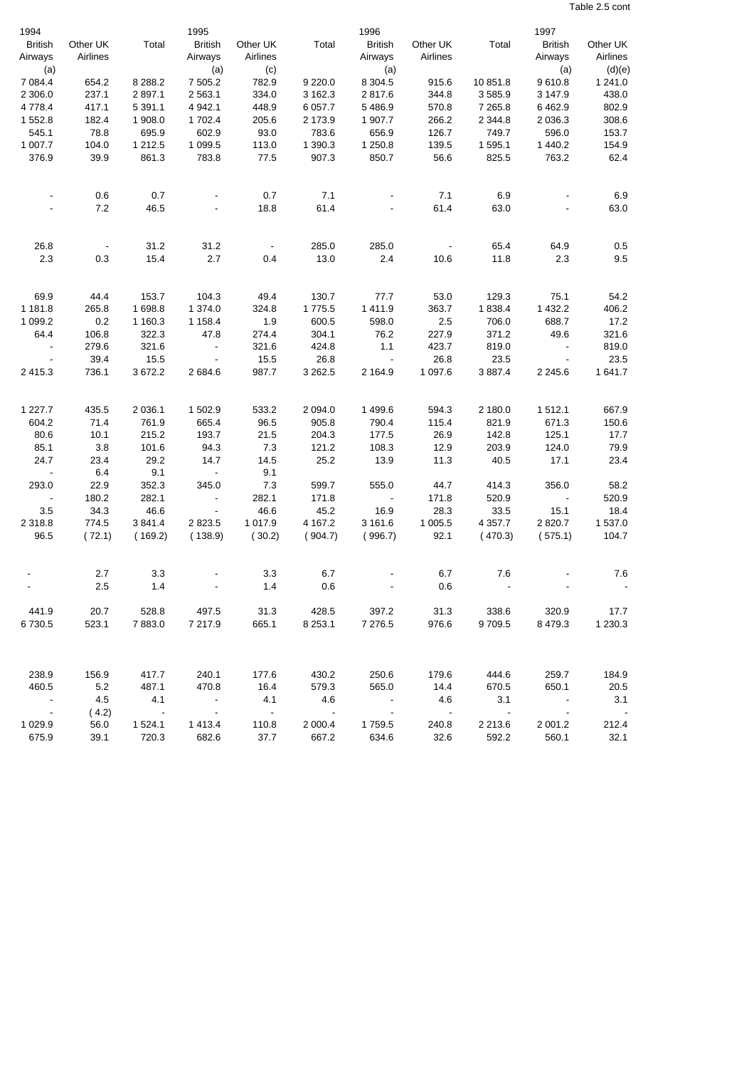Table 2.5 cont

| 1994 | | | 1995 | | | 1996 | | | 1997 | |
|---|---|---|---|---|---|---|---|---|---|---|
| British Airways (a) | Other UK Airlines | Total | British Airways (a) | Other UK Airlines (c) | Total | British Airways (a) | Other UK Airlines | Total | British Airways (a) | Other UK Airlines (d)(e) |
| 7 084.4 | 654.2 | 8 288.2 | 7 505.2 | 782.9 | 9 220.0 | 8 304.5 | 915.6 | 10 851.8 | 9 610.8 | 1 241.0 |
| 2 306.0 | 237.1 | 2 897.1 | 2 563.1 | 334.0 | 3 162.3 | 2 817.6 | 344.8 | 3 585.9 | 3 147.9 | 438.0 |
| 4 778.4 | 417.1 | 5 391.1 | 4 942.1 | 448.9 | 6 057.7 | 5 486.9 | 570.8 | 7 265.8 | 6 462.9 | 802.9 |
| 1 552.8 | 182.4 | 1 908.0 | 1 702.4 | 205.6 | 2 173.9 | 1 907.7 | 266.2 | 2 344.8 | 2 036.3 | 308.6 |
| 545.1 | 78.8 | 695.9 | 602.9 | 93.0 | 783.6 | 656.9 | 126.7 | 749.7 | 596.0 | 153.7 |
| 1 007.7 | 104.0 | 1 212.5 | 1 099.5 | 113.0 | 1 390.3 | 1 250.8 | 139.5 | 1 595.1 | 1 440.2 | 154.9 |
| 376.9 | 39.9 | 861.3 | 783.8 | 77.5 | 907.3 | 850.7 | 56.6 | 825.5 | 763.2 | 62.4 |
| | | | | | | | | | | |
| - | 0.6 | 0.7 | - | 0.7 | 7.1 | - | 7.1 | 6.9 | - | 6.9 |
| - | 7.2 | 46.5 | - | 18.8 | 61.4 | - | 61.4 | 63.0 | - | 63.0 |
| | | | | | | | | | | |
| 26.8 | - | 31.2 | 31.2 | - | 285.0 | 285.0 | - | 65.4 | 64.9 | 0.5 |
| 2.3 | 0.3 | 15.4 | 2.7 | 0.4 | 13.0 | 2.4 | 10.6 | 11.8 | 2.3 | 9.5 |
| | | | | | | | | | | |
| 69.9 | 44.4 | 153.7 | 104.3 | 49.4 | 130.7 | 77.7 | 53.0 | 129.3 | 75.1 | 54.2 |
| 1 181.8 | 265.8 | 1 698.8 | 1 374.0 | 324.8 | 1 775.5 | 1 411.9 | 363.7 | 1 838.4 | 1 432.2 | 406.2 |
| 1 099.2 | 0.2 | 1 160.3 | 1 158.4 | 1.9 | 600.5 | 598.0 | 2.5 | 706.0 | 688.7 | 17.2 |
| 64.4 | 106.8 | 322.3 | 47.8 | 274.4 | 304.1 | 76.2 | 227.9 | 371.2 | 49.6 | 321.6 |
| - | 279.6 | 321.6 | - | 321.6 | 424.8 | 1.1 | 423.7 | 819.0 | - | 819.0 |
| - | 39.4 | 15.5 | - | 15.5 | 26.8 | - | 26.8 | 23.5 | - | 23.5 |
| 2 415.3 | 736.1 | 3 672.2 | 2 684.6 | 987.7 | 3 262.5 | 2 164.9 | 1 097.6 | 3 887.4 | 2 245.6 | 1 641.7 |
| | | | | | | | | | | |
| 1 227.7 | 435.5 | 2 036.1 | 1 502.9 | 533.2 | 2 094.0 | 1 499.6 | 594.3 | 2 180.0 | 1 512.1 | 667.9 |
| 604.2 | 71.4 | 761.9 | 665.4 | 96.5 | 905.8 | 790.4 | 115.4 | 821.9 | 671.3 | 150.6 |
| 80.6 | 10.1 | 215.2 | 193.7 | 21.5 | 204.3 | 177.5 | 26.9 | 142.8 | 125.1 | 17.7 |
| 85.1 | 3.8 | 101.6 | 94.3 | 7.3 | 121.2 | 108.3 | 12.9 | 203.9 | 124.0 | 79.9 |
| 24.7 | 23.4 | 29.2 | 14.7 | 14.5 | 25.2 | 13.9 | 11.3 | 40.5 | 17.1 | 23.4 |
| - | 6.4 | 9.1 | - | 9.1 | | | | | | |
| 293.0 | 22.9 | 352.3 | 345.0 | 7.3 | 599.7 | 555.0 | 44.7 | 414.3 | 356.0 | 58.2 |
| - | 180.2 | 282.1 | - | 282.1 | 171.8 | - | 171.8 | 520.9 | - | 520.9 |
| 3.5 | 34.3 | 46.6 | - | 46.6 | 45.2 | 16.9 | 28.3 | 33.5 | 15.1 | 18.4 |
| 2 318.8 | 774.5 | 3 841.4 | 2 823.5 | 1 017.9 | 4 167.2 | 3 161.6 | 1 005.5 | 4 357.7 | 2 820.7 | 1 537.0 |
| 96.5 | ( 72.1) | ( 169.2) | ( 138.9) | ( 30.2) | ( 904.7) | ( 996.7) | 92.1 | ( 470.3) | ( 575.1) | 104.7 |
| | | | | | | | | | | |
| - | 2.7 | 3.3 | - | 3.3 | 6.7 | - | 6.7 | 7.6 | - | 7.6 |
| - | 2.5 | 1.4 | - | 1.4 | 0.6 | - | 0.6 | - | - | - |
| | | | | | | | | | | |
| 441.9 | 20.7 | 528.8 | 497.5 | 31.3 | 428.5 | 397.2 | 31.3 | 338.6 | 320.9 | 17.7 |
| 6 730.5 | 523.1 | 7 883.0 | 7 217.9 | 665.1 | 8 253.1 | 7 276.5 | 976.6 | 9 709.5 | 8 479.3 | 1 230.3 |
| | | | | | | | | | | |
| 238.9 | 156.9 | 417.7 | 240.1 | 177.6 | 430.2 | 250.6 | 179.6 | 444.6 | 259.7 | 184.9 |
| 460.5 | 5.2 | 487.1 | 470.8 | 16.4 | 579.3 | 565.0 | 14.4 | 670.5 | 650.1 | 20.5 |
| - | 4.5 | 4.1 | - | 4.1 | 4.6 | - | 4.6 | 3.1 | - | 3.1 |
| - | ( 4.2) | - | - | - | - | - | - | - | - | - |
| 1 029.9 | 56.0 | 1 524.1 | 1 413.4 | 110.8 | 2 000.4 | 1 759.5 | 240.8 | 2 213.6 | 2 001.2 | 212.4 |
| 675.9 | 39.1 | 720.3 | 682.6 | 37.7 | 667.2 | 634.6 | 32.6 | 592.2 | 560.1 | 32.1 |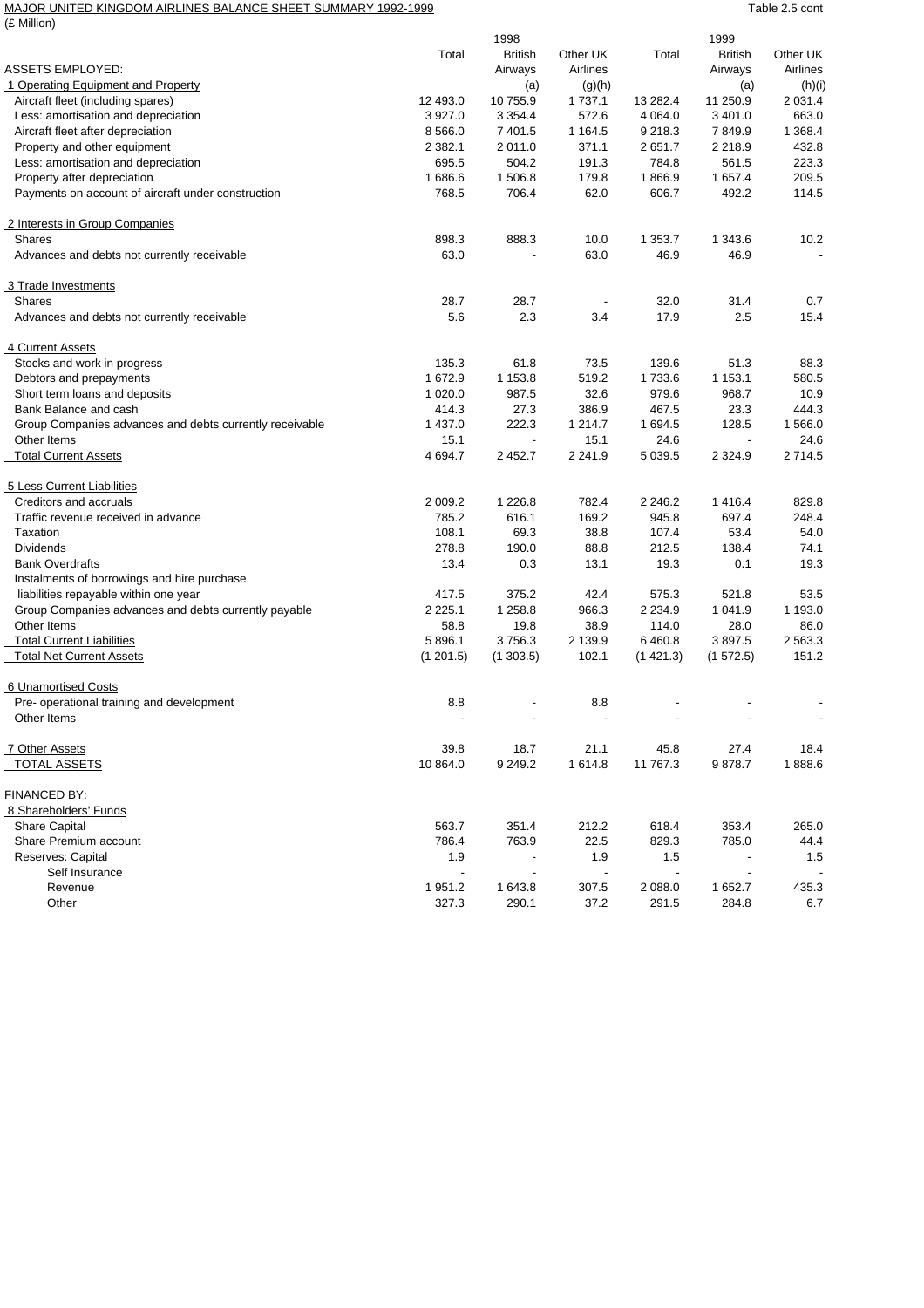MAJOR UNITED KINGDOM AIRLINES BALANCE SHEET SUMMARY 1992-1999

Table 2.5 cont

(£ Million)

| | 1998 | | | 1999 | | |
|---|---|---|---|---|---|---|
| | Total | British Airways | Other UK Airlines | Total | British Airways | Other UK Airlines |
| ASSETS EMPLOYED: | | | | | | |
| 1 Operating Equipment and Property | | (a) | (g)(h) | | (a) | (h)(i) |
| Aircraft fleet (including spares) | 12 493.0 | 10 755.9 | 1 737.1 | 13 282.4 | 11 250.9 | 2 031.4 |
| Less: amortisation and depreciation | 3 927.0 | 3 354.4 | 572.6 | 4 064.0 | 3 401.0 | 663.0 |
| Aircraft fleet after depreciation | 8 566.0 | 7 401.5 | 1 164.5 | 9 218.3 | 7 849.9 | 1 368.4 |
| Property and other equipment | 2 382.1 | 2 011.0 | 371.1 | 2 651.7 | 2 218.9 | 432.8 |
| Less: amortisation and depreciation | 695.5 | 504.2 | 191.3 | 784.8 | 561.5 | 223.3 |
| Property after depreciation | 1 686.6 | 1 506.8 | 179.8 | 1 866.9 | 1 657.4 | 209.5 |
| Payments on account of aircraft under construction | 768.5 | 706.4 | 62.0 | 606.7 | 492.2 | 114.5 |
| 2 Interests in Group Companies | | | | | | |
| Shares | 898.3 | 888.3 | 10.0 | 1 353.7 | 1 343.6 | 10.2 |
| Advances and debts not currently receivable | 63.0 | - | 63.0 | 46.9 | 46.9 | - |
| 3 Trade Investments | | | | | | |
| Shares | 28.7 | 28.7 | - | 32.0 | 31.4 | 0.7 |
| Advances and debts not currently receivable | 5.6 | 2.3 | 3.4 | 17.9 | 2.5 | 15.4 |
| 4 Current Assets | | | | | | |
| Stocks and work in progress | 135.3 | 61.8 | 73.5 | 139.6 | 51.3 | 88.3 |
| Debtors and prepayments | 1 672.9 | 1 153.8 | 519.2 | 1 733.6 | 1 153.1 | 580.5 |
| Short term loans and deposits | 1 020.0 | 987.5 | 32.6 | 979.6 | 968.7 | 10.9 |
| Bank Balance and cash | 414.3 | 27.3 | 386.9 | 467.5 | 23.3 | 444.3 |
| Group Companies advances and debts currently receivable | 1 437.0 | 222.3 | 1 214.7 | 1 694.5 | 128.5 | 1 566.0 |
| Other Items | 15.1 | - | 15.1 | 24.6 | - | 24.6 |
| Total Current Assets | 4 694.7 | 2 452.7 | 2 241.9 | 5 039.5 | 2 324.9 | 2 714.5 |
| 5 Less Current Liabilities | | | | | | |
| Creditors and accruals | 2 009.2 | 1 226.8 | 782.4 | 2 246.2 | 1 416.4 | 829.8 |
| Traffic revenue received in advance | 785.2 | 616.1 | 169.2 | 945.8 | 697.4 | 248.4 |
| Taxation | 108.1 | 69.3 | 38.8 | 107.4 | 53.4 | 54.0 |
| Dividends | 278.8 | 190.0 | 88.8 | 212.5 | 138.4 | 74.1 |
| Bank Overdrafts | 13.4 | 0.3 | 13.1 | 19.3 | 0.1 | 19.3 |
| Instalments of borrowings and hire purchase liabilities repayable within one year | 417.5 | 375.2 | 42.4 | 575.3 | 521.8 | 53.5 |
| Group Companies advances and debts currently payable | 2 225.1 | 1 258.8 | 966.3 | 2 234.9 | 1 041.9 | 1 193.0 |
| Other Items | 58.8 | 19.8 | 38.9 | 114.0 | 28.0 | 86.0 |
| Total Current Liabilities | 5 896.1 | 3 756.3 | 2 139.9 | 6 460.8 | 3 897.5 | 2 563.3 |
| Total Net Current Assets | (1 201.5) | (1 303.5) | 102.1 | (1 421.3) | (1 572.5) | 151.2 |
| 6 Unamortised Costs | | | | | | |
| Pre- operational training and development | 8.8 | - | 8.8 | - | - | - |
| Other Items | - | - | - | - | - | - |
| 7 Other Assets | 39.8 | 18.7 | 21.1 | 45.8 | 27.4 | 18.4 |
| TOTAL ASSETS | 10 864.0 | 9 249.2 | 1 614.8 | 11 767.3 | 9 878.7 | 1 888.6 |
| FINANCED BY: | | | | | | |
| 8 Shareholders' Funds | | | | | | |
| Share Capital | 563.7 | 351.4 | 212.2 | 618.4 | 353.4 | 265.0 |
| Share Premium account | 786.4 | 763.9 | 22.5 | 829.3 | 785.0 | 44.4 |
| Reserves: Capital | 1.9 | - | 1.9 | 1.5 | - | 1.5 |
| Self Insurance | - | - | - | - | - | - |
| Revenue | 1 951.2 | 1 643.8 | 307.5 | 2 088.0 | 1 652.7 | 435.3 |
| Other | 327.3 | 290.1 | 37.2 | 291.5 | 284.8 | 6.7 |